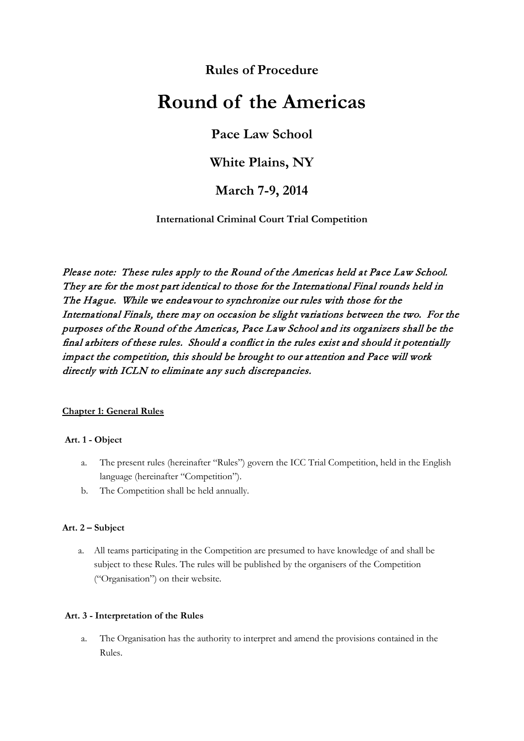**Rules of Procedure**

# Round of the Americas

## Pace Law School

## White Plains, NY

## March 7-9, 2014

**International Criminal Court Trial Competition**

*Please note: These rules apply to the Round of the Americas held at Pace Law School. They are for the most part identical to those for the International Final rounds held in The Hague. While we endeavour to synchronize our rules with those for the International Finals, there may on occasion be slight variations between the two. For the purposes of the Round of the Americas, Pace Law School and its organizers shall be the final arbiters of these rules. Should a conflict in the rules exist and should it potentially impact the competition, this should be brought to our attention and Pace will work directly with ICLN to eliminate any such discrepancies.*

**Chapter 1: General Rules**

**Art. 1 - Object**

a. The present rules (hereinafter "Rules") govern the ICC Trial Competition, held in the English language (hereinafter "Competition").
b. The Competition shall be held annually.

**Art. 2 – Subject**

a. All teams participating in the Competition are presumed to have knowledge of and shall be subject to these Rules. The rules will be published by the organisers of the Competition ("Organisation") on their website.

**Art. 3 - Interpretation of the Rules**

a. The Organisation has the authority to interpret and amend the provisions contained in the Rules.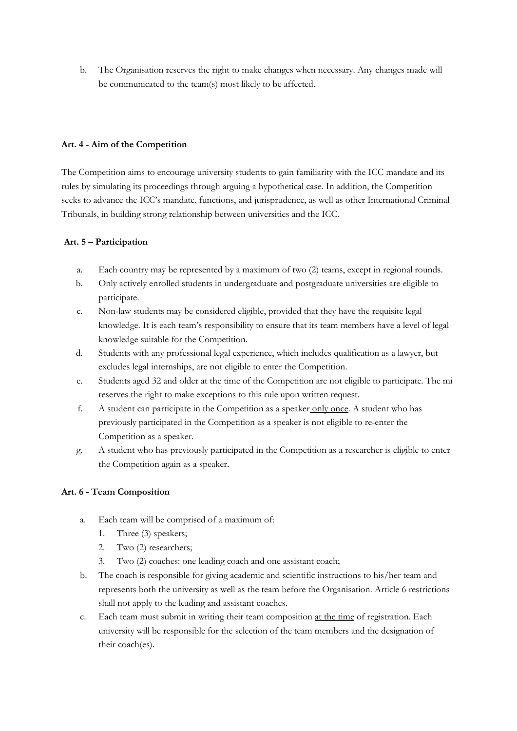b. The Organisation reserves the right to make changes when necessary. Any changes made will be communicated to the team(s) most likely to be affected.

**Art. 4 - Aim of the Competition**

The Competition aims to encourage university students to gain familiarity with the ICC mandate and its rules by simulating its proceedings through arguing a hypothetical case. In addition, the Competition seeks to advance the ICC's mandate, functions, and jurisprudence, as well as other International Criminal Tribunals, in building strong relationship between universities and the ICC.

**Art. 5 – Participation**

a. Each country may be represented by a maximum of two (2) teams, except in regional rounds.
b. Only actively enrolled students in undergraduate and postgraduate universities are eligible to participate.
c. Non-law students may be considered eligible, provided that they have the requisite legal knowledge. It is each team's responsibility to ensure that its team members have a level of legal knowledge suitable for the Competition.
d. Students with any professional legal experience, which includes qualification as a lawyer, but excludes legal internships, are not eligible to enter the Competition.
e. Students aged 32 and older at the time of the Competition are not eligible to participate. The mi reserves the right to make exceptions to this rule upon written request.
f. A student can participate in the Competition as a speaker only once. A student who has previously participated in the Competition as a speaker is not eligible to re-enter the Competition as a speaker.
g. A student who has previously participated in the Competition as a researcher is eligible to enter the Competition again as a speaker.

**Art. 6 - Team Composition**

a. Each team will be comprised of a maximum of:
   1. Three (3) speakers;
   2. Two (2) researchers;
   3. Two (2) coaches: one leading coach and one assistant coach;
b. The coach is responsible for giving academic and scientific instructions to his/her team and represents both the university as well as the team before the Organisation. Article 6 restrictions shall not apply to the leading and assistant coaches.
c. Each team must submit in writing their team composition at the time of registration. Each university will be responsible for the selection of the team members and the designation of their coach(es).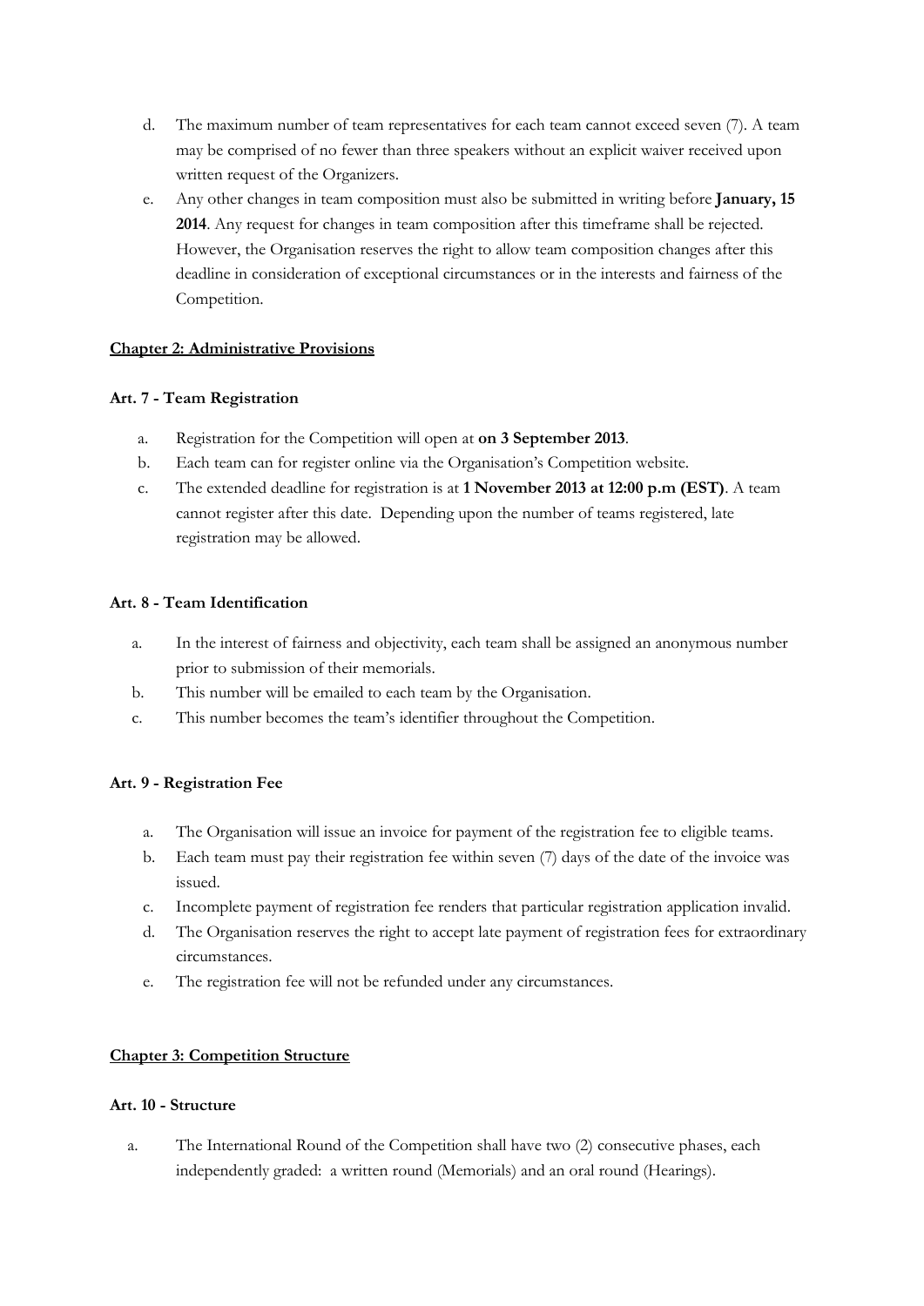d. The maximum number of team representatives for each team cannot exceed seven (7). A team may be comprised of no fewer than three speakers without an explicit waiver received upon written request of the Organizers.

e. Any other changes in team composition must also be submitted in writing before **January, 15 2014**. Any request for changes in team composition after this timeframe shall be rejected. However, the Organisation reserves the right to allow team composition changes after this deadline in consideration of exceptional circumstances or in the interests and fairness of the Competition.

**Chapter 2: Administrative Provisions**

**Art. 7 - Team Registration**

a. Registration for the Competition will open at **on 3 September 2013**.

b. Each team can for register online via the Organisation's Competition website.

c. The extended deadline for registration is at **1 November 2013 at 12:00 p.m (EST)**. A team cannot register after this date. Depending upon the number of teams registered, late registration may be allowed.

**Art. 8 - Team Identification**

a. In the interest of fairness and objectivity, each team shall be assigned an anonymous number prior to submission of their memorials.

b. This number will be emailed to each team by the Organisation.

c. This number becomes the team's identifier throughout the Competition.

**Art. 9 - Registration Fee**

a. The Organisation will issue an invoice for payment of the registration fee to eligible teams.

b. Each team must pay their registration fee within seven (7) days of the date of the invoice was issued.

c. Incomplete payment of registration fee renders that particular registration application invalid.

d. The Organisation reserves the right to accept late payment of registration fees for extraordinary circumstances.

e. The registration fee will not be refunded under any circumstances.

**Chapter 3: Competition Structure**

**Art. 10 - Structure**

a. The International Round of the Competition shall have two (2) consecutive phases, each independently graded: a written round (Memorials) and an oral round (Hearings).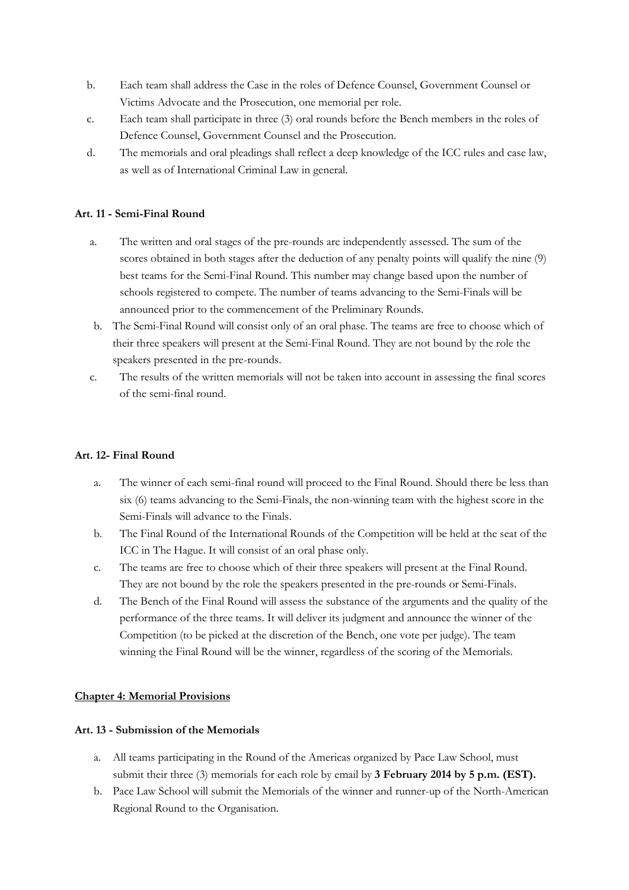b. Each team shall address the Case in the roles of Defence Counsel, Government Counsel or Victims Advocate and the Prosecution, one memorial per role.

c. Each team shall participate in three (3) oral rounds before the Bench members in the roles of Defence Counsel, Government Counsel and the Prosecution.

d. The memorials and oral pleadings shall reflect a deep knowledge of the ICC rules and case law, as well as of International Criminal Law in general.

**Art. 11 - Semi-Final Round**

a. The written and oral stages of the pre-rounds are independently assessed. The sum of the scores obtained in both stages after the deduction of any penalty points will qualify the nine (9) best teams for the Semi-Final Round. This number may change based upon the number of schools registered to compete. The number of teams advancing to the Semi-Finals will be announced prior to the commencement of the Preliminary Rounds.

b. The Semi-Final Round will consist only of an oral phase. The teams are free to choose which of their three speakers will present at the Semi-Final Round. They are not bound by the role the speakers presented in the pre-rounds.

c. The results of the written memorials will not be taken into account in assessing the final scores of the semi-final round.

**Art. 12- Final Round**

a. The winner of each semi-final round will proceed to the Final Round. Should there be less than six (6) teams advancing to the Semi-Finals, the non-winning team with the highest score in the Semi-Finals will advance to the Finals.

b. The Final Round of the International Rounds of the Competition will be held at the seat of the ICC in The Hague. It will consist of an oral phase only.

c. The teams are free to choose which of their three speakers will present at the Final Round. They are not bound by the role the speakers presented in the pre-rounds or Semi-Finals.

d. The Bench of the Final Round will assess the substance of the arguments and the quality of the performance of the three teams. It will deliver its judgment and announce the winner of the Competition (to be picked at the discretion of the Bench, one vote per judge). The team winning the Final Round will be the winner, regardless of the scoring of the Memorials.

**Chapter 4: Memorial Provisions**

**Art. 13 - Submission of the Memorials**

a. All teams participating in the Round of the Americas organized by Pace Law School, must submit their three (3) memorials for each role by email by **3 February 2014 by 5 p.m. (EST).**

b. Pace Law School will submit the Memorials of the winner and runner-up of the North-American Regional Round to the Organisation.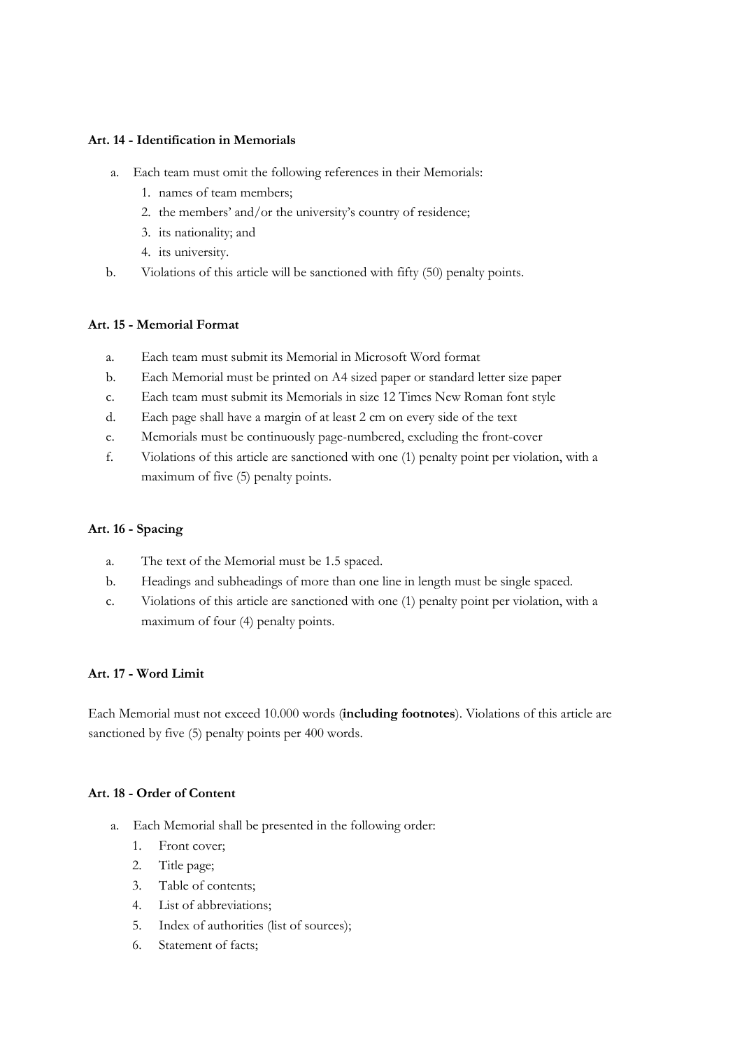**Art. 14 - Identification in Memorials**

a. Each team must omit the following references in their Memorials:
   1. names of team members;
   2. the members' and/or the university's country of residence;
   3. its nationality; and
   4. its university.

b. Violations of this article will be sanctioned with fifty (50) penalty points.

**Art. 15 - Memorial Format**

a. Each team must submit its Memorial in Microsoft Word format

b. Each Memorial must be printed on A4 sized paper or standard letter size paper

c. Each team must submit its Memorials in size 12 Times New Roman font style

d. Each page shall have a margin of at least 2 cm on every side of the text

e. Memorials must be continuously page-numbered, excluding the front-cover

f. Violations of this article are sanctioned with one (1) penalty point per violation, with a maximum of five (5) penalty points.

**Art. 16 - Spacing**

a. The text of the Memorial must be 1.5 spaced.

b. Headings and subheadings of more than one line in length must be single spaced.

c. Violations of this article are sanctioned with one (1) penalty point per violation, with a maximum of four (4) penalty points.

**Art. 17 - Word Limit**

Each Memorial must not exceed 10.000 words (**including footnotes**). Violations of this article are sanctioned by five (5) penalty points per 400 words.

**Art. 18 - Order of Content**

a. Each Memorial shall be presented in the following order:
   1. Front cover;
   2. Title page;
   3. Table of contents;
   4. List of abbreviations;
   5. Index of authorities (list of sources);
   6. Statement of facts;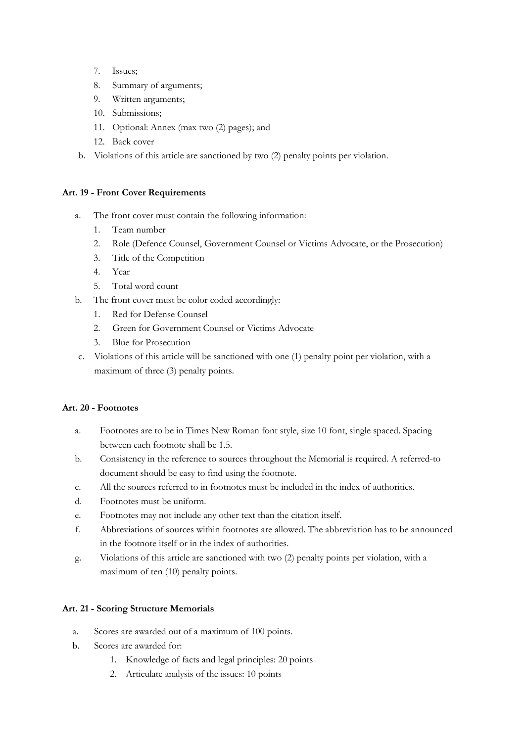7. Issues;
8. Summary of arguments;
9. Written arguments;
10. Submissions;
11. Optional: Annex (max two (2) pages); and
12. Back cover

b. Violations of this article are sanctioned by two (2) penalty points per violation.

**Art. 19 - Front Cover Requirements**

a. The front cover must contain the following information:
   1. Team number
   2. Role (Defence Counsel, Government Counsel or Victims Advocate, or the Prosecution)
   3. Title of the Competition
   4. Year
   5. Total word count
b. The front cover must be color coded accordingly:
   1. Red for Defense Counsel
   2. Green for Government Counsel or Victims Advocate
   3. Blue for Prosecution
c. Violations of this article will be sanctioned with one (1) penalty point per violation, with a maximum of three (3) penalty points.

**Art. 20 - Footnotes**

a. Footnotes are to be in Times New Roman font style, size 10 font, single spaced. Spacing between each footnote shall be 1.5.
b. Consistency in the reference to sources throughout the Memorial is required. A referred-to document should be easy to find using the footnote.
c. All the sources referred to in footnotes must be included in the index of authorities.
d. Footnotes must be uniform.
e. Footnotes may not include any other text than the citation itself.
f. Abbreviations of sources within footnotes are allowed. The abbreviation has to be announced in the footnote itself or in the index of authorities.
g. Violations of this article are sanctioned with two (2) penalty points per violation, with a maximum of ten (10) penalty points.

**Art. 21 - Scoring Structure Memorials**

a. Scores are awarded out of a maximum of 100 points.
b. Scores are awarded for:
   1. Knowledge of facts and legal principles: 20 points
   2. Articulate analysis of the issues: 10 points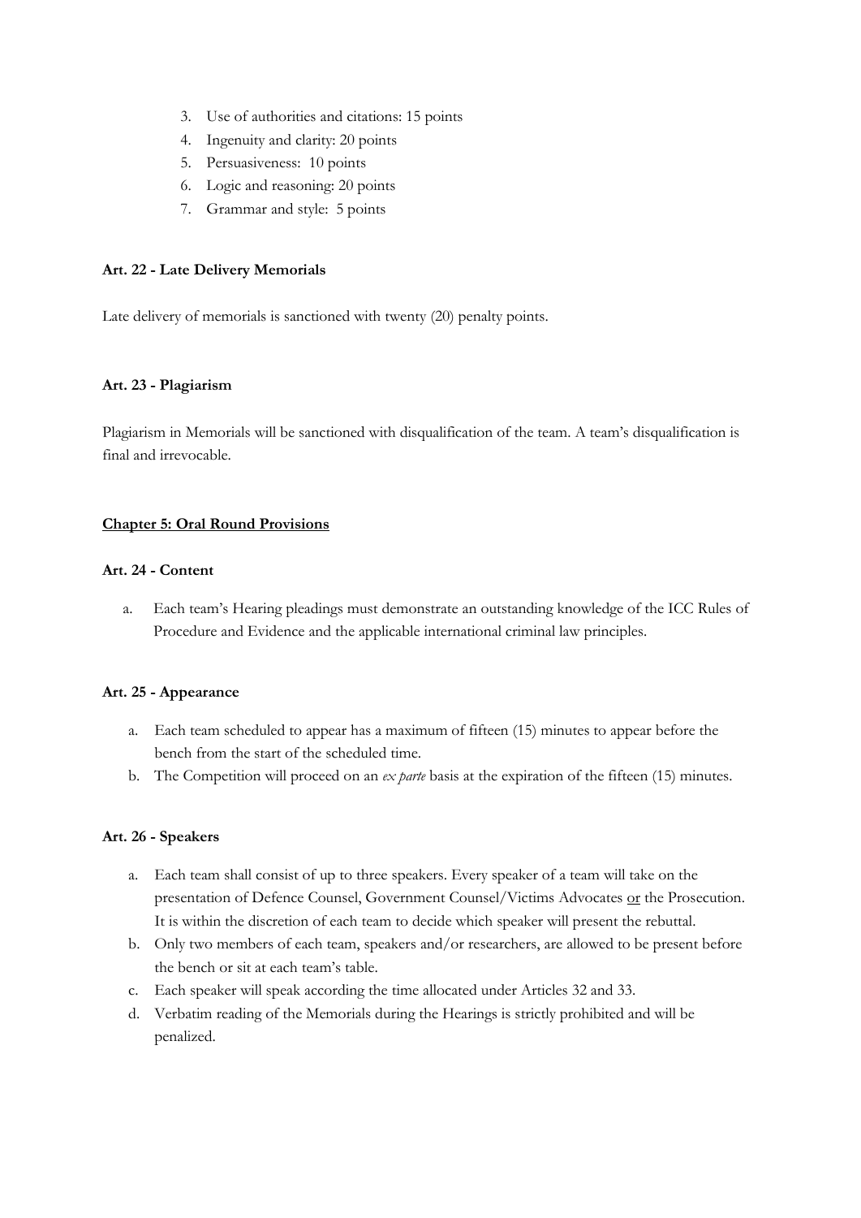3. Use of authorities and citations: 15 points
4. Ingenuity and clarity: 20 points
5. Persuasiveness: 10 points
6. Logic and reasoning: 20 points
7. Grammar and style: 5 points

**Art. 22 - Late Delivery Memorials**

Late delivery of memorials is sanctioned with twenty (20) penalty points.

**Art. 23 - Plagiarism**

Plagiarism in Memorials will be sanctioned with disqualification of the team. A team's disqualification is final and irrevocable.

## Chapter 5: Oral Round Provisions

**Art. 24 - Content**

a. Each team's Hearing pleadings must demonstrate an outstanding knowledge of the ICC Rules of Procedure and Evidence and the applicable international criminal law principles.

**Art. 25 - Appearance**

a. Each team scheduled to appear has a maximum of fifteen (15) minutes to appear before the bench from the start of the scheduled time.
b. The Competition will proceed on an *ex parte* basis at the expiration of the fifteen (15) minutes.

**Art. 26 - Speakers**

a. Each team shall consist of up to three speakers. Every speaker of a team will take on the presentation of Defence Counsel, Government Counsel/Victims Advocates <u>or</u> the Prosecution. It is within the discretion of each team to decide which speaker will present the rebuttal.
b. Only two members of each team, speakers and/or researchers, are allowed to be present before the bench or sit at each team's table.
c. Each speaker will speak according the time allocated under Articles 32 and 33.
d. Verbatim reading of the Memorials during the Hearings is strictly prohibited and will be penalized.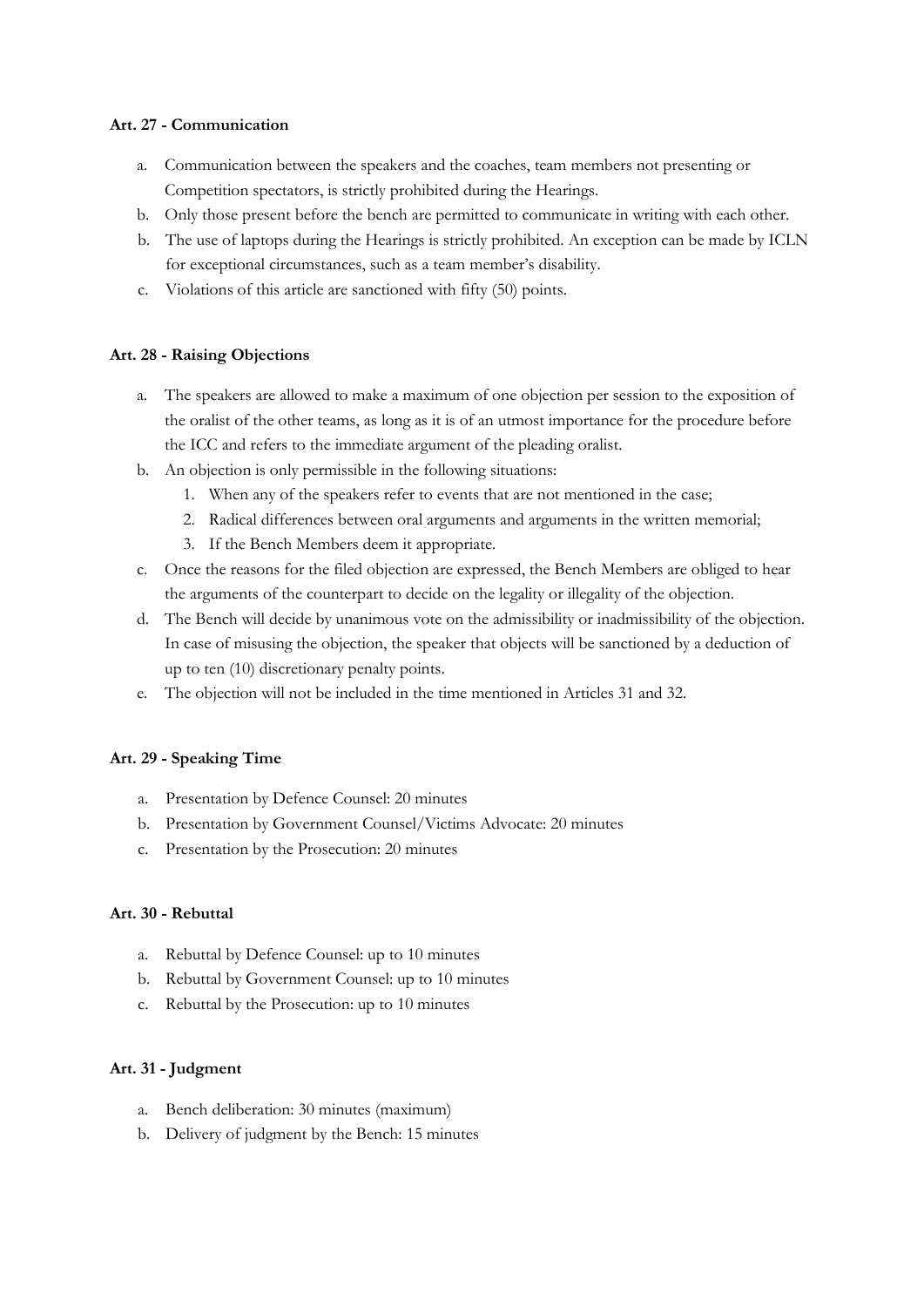**Art. 27 - Communication**

a. Communication between the speakers and the coaches, team members not presenting or Competition spectators, is strictly prohibited during the Hearings.
b. Only those present before the bench are permitted to communicate in writing with each other.
b. The use of laptops during the Hearings is strictly prohibited. An exception can be made by ICLN for exceptional circumstances, such as a team member's disability.
c. Violations of this article are sanctioned with fifty (50) points.

**Art. 28 - Raising Objections**

a. The speakers are allowed to make a maximum of one objection per session to the exposition of the oralist of the other teams, as long as it is of an utmost importance for the procedure before the ICC and refers to the immediate argument of the pleading oralist.
b. An objection is only permissible in the following situations:
    1. When any of the speakers refer to events that are not mentioned in the case;
    2. Radical differences between oral arguments and arguments in the written memorial;
    3. If the Bench Members deem it appropriate.
c. Once the reasons for the filed objection are expressed, the Bench Members are obliged to hear the arguments of the counterpart to decide on the legality or illegality of the objection.
d. The Bench will decide by unanimous vote on the admissibility or inadmissibility of the objection. In case of misusing the objection, the speaker that objects will be sanctioned by a deduction of up to ten (10) discretionary penalty points.
e. The objection will not be included in the time mentioned in Articles 31 and 32.

**Art. 29 - Speaking Time**

a. Presentation by Defence Counsel: 20 minutes
b. Presentation by Government Counsel/Victims Advocate: 20 minutes
c. Presentation by the Prosecution: 20 minutes

**Art. 30 - Rebuttal**

a. Rebuttal by Defence Counsel: up to 10 minutes
b. Rebuttal by Government Counsel: up to 10 minutes
c. Rebuttal by the Prosecution: up to 10 minutes

**Art. 31 - Judgment**

a. Bench deliberation: 30 minutes (maximum)
b. Delivery of judgment by the Bench: 15 minutes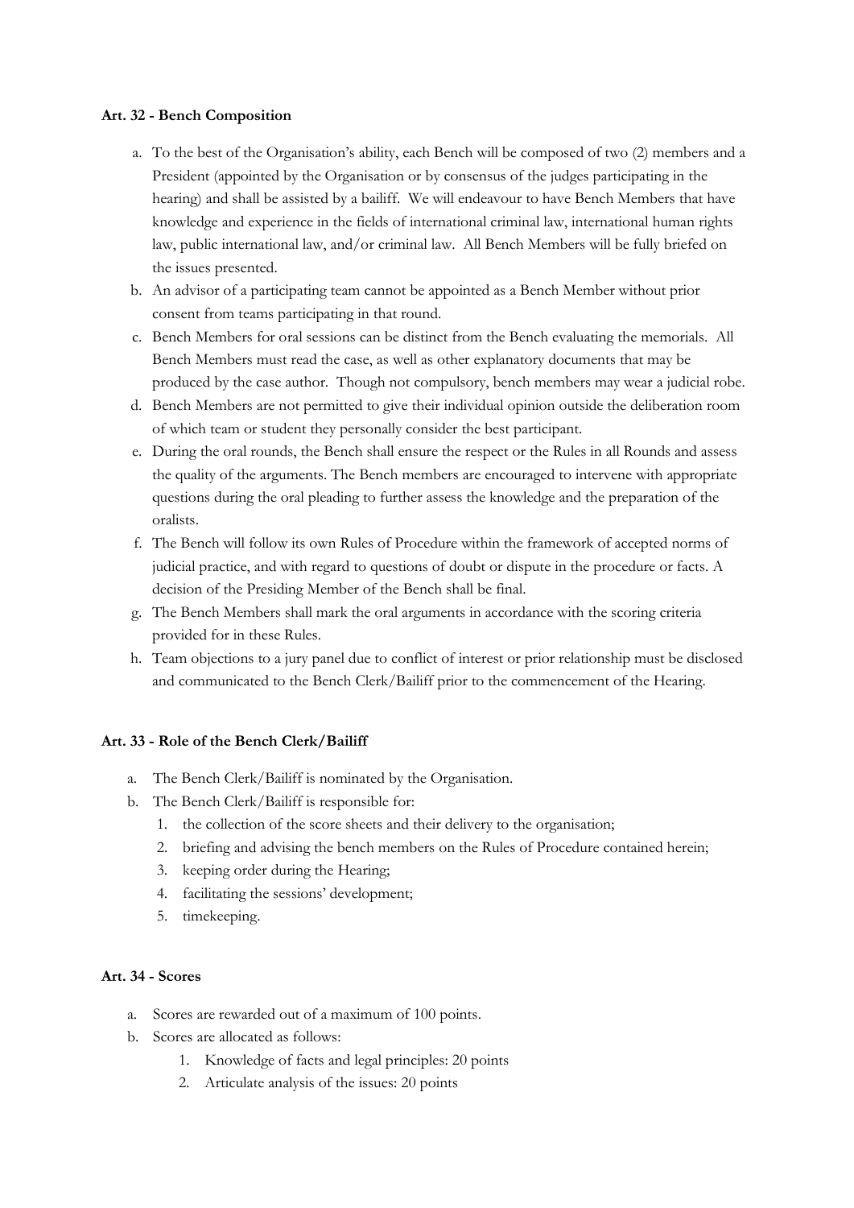**Art. 32 - Bench Composition**

a. To the best of the Organisation's ability, each Bench will be composed of two (2) members and a President (appointed by the Organisation or by consensus of the judges participating in the hearing) and shall be assisted by a bailiff. We will endeavour to have Bench Members that have knowledge and experience in the fields of international criminal law, international human rights law, public international law, and/or criminal law. All Bench Members will be fully briefed on the issues presented.
b. An advisor of a participating team cannot be appointed as a Bench Member without prior consent from teams participating in that round.
c. Bench Members for oral sessions can be distinct from the Bench evaluating the memorials. All Bench Members must read the case, as well as other explanatory documents that may be produced by the case author. Though not compulsory, bench members may wear a judicial robe.
d. Bench Members are not permitted to give their individual opinion outside the deliberation room of which team or student they personally consider the best participant.
e. During the oral rounds, the Bench shall ensure the respect or the Rules in all Rounds and assess the quality of the arguments. The Bench members are encouraged to intervene with appropriate questions during the oral pleading to further assess the knowledge and the preparation of the oralists.
f. The Bench will follow its own Rules of Procedure within the framework of accepted norms of judicial practice, and with regard to questions of doubt or dispute in the procedure or facts. A decision of the Presiding Member of the Bench shall be final.
g. The Bench Members shall mark the oral arguments in accordance with the scoring criteria provided for in these Rules.
h. Team objections to a jury panel due to conflict of interest or prior relationship must be disclosed and communicated to the Bench Clerk/Bailiff prior to the commencement of the Hearing.

**Art. 33 - Role of the Bench Clerk/Bailiff**

a. The Bench Clerk/Bailiff is nominated by the Organisation.
b. The Bench Clerk/Bailiff is responsible for:
    1. the collection of the score sheets and their delivery to the organisation;
    2. briefing and advising the bench members on the Rules of Procedure contained herein;
    3. keeping order during the Hearing;
    4. facilitating the sessions' development;
    5. timekeeping.

**Art. 34 - Scores**

a. Scores are rewarded out of a maximum of 100 points.
b. Scores are allocated as follows:
    1. Knowledge of facts and legal principles: 20 points
    2. Articulate analysis of the issues: 20 points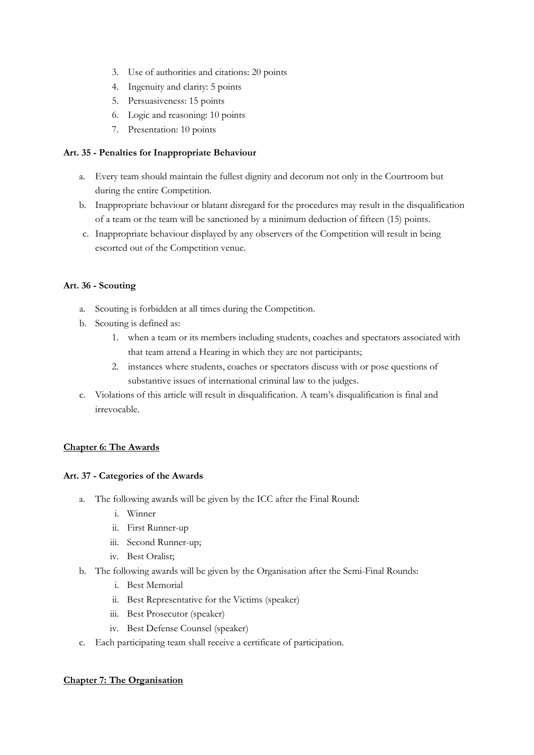3. Use of authorities and citations: 20 points
4. Ingenuity and clarity: 5 points
5. Persuasiveness: 15 points
6. Logic and reasoning: 10 points
7. Presentation: 10 points

**Art. 35 - Penalties for Inappropriate Behaviour**

a. Every team should maintain the fullest dignity and decorum not only in the Courtroom but during the entire Competition.
b. Inappropriate behaviour or blatant disregard for the procedures may result in the disqualification of a team or the team will be sanctioned by a minimum deduction of fifteen (15) points.
c. Inappropriate behaviour displayed by any observers of the Competition will result in being escorted out of the Competition venue.

**Art. 36 - Scouting**

a. Scouting is forbidden at all times during the Competition.
b. Scouting is defined as:
    1. when a team or its members including students, coaches and spectators associated with that team attend a Hearing in which they are not participants;
    2. instances where students, coaches or spectators discuss with or pose questions of substantive issues of international criminal law to the judges.
c. Violations of this article will result in disqualification. A team's disqualification is final and irrevocable.

## Chapter 6: The Awards

**Art. 37 - Categories of the Awards**

a. The following awards will be given by the ICC after the Final Round:
    i. Winner
    ii. First Runner-up
    iii. Second Runner-up;
    iv. Best Oralist;
b. The following awards will be given by the Organisation after the Semi-Final Rounds:
    i. Best Memorial
    ii. Best Representative for the Victims (speaker)
    iii. Best Prosecutor (speaker)
    iv. Best Defense Counsel (speaker)
c. Each participating team shall receive a certificate of participation.

## Chapter 7: The Organisation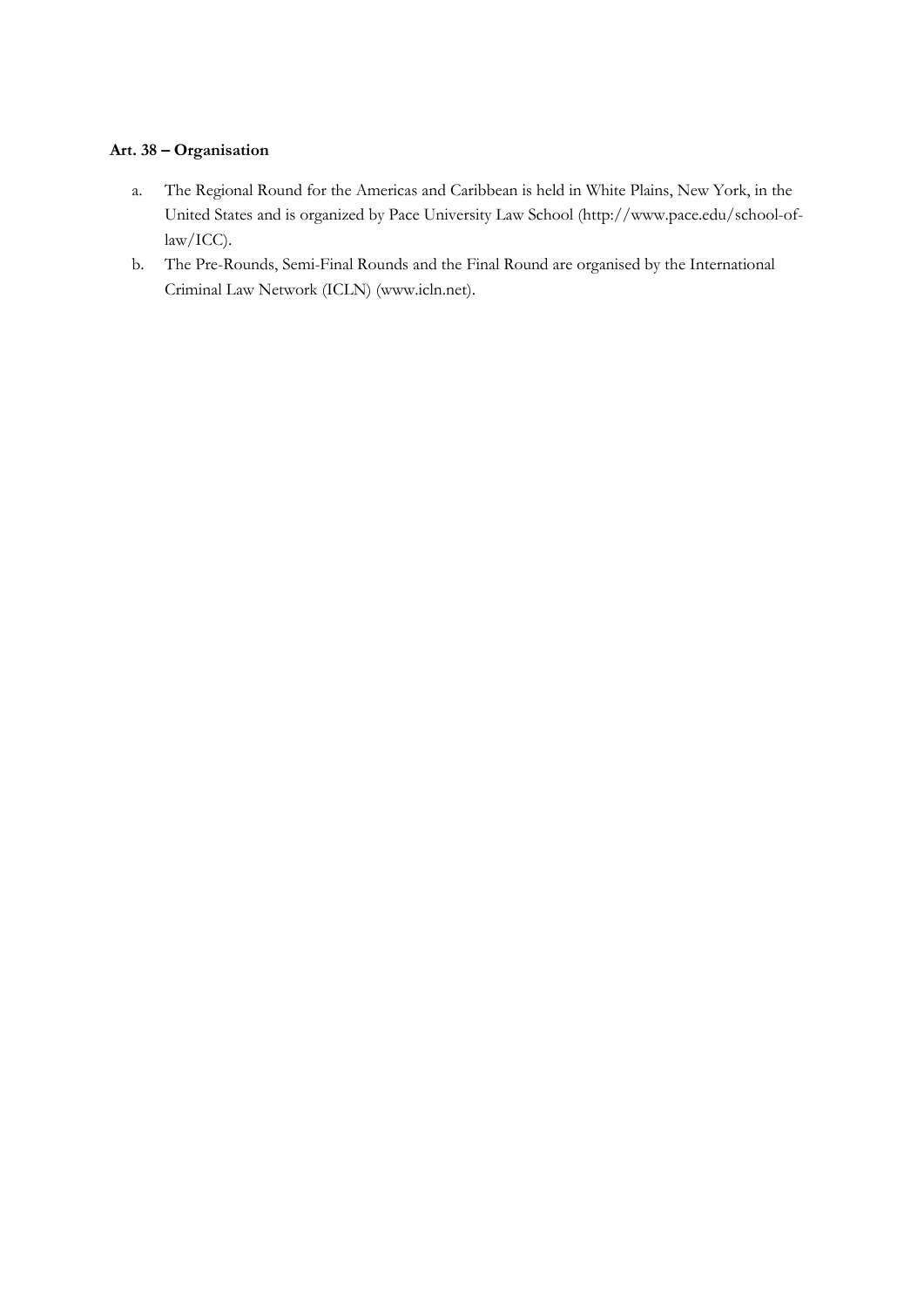**Art. 38 – Organisation**

a. The Regional Round for the Americas and Caribbean is held in White Plains, New York, in the United States and is organized by Pace University Law School (http://www.pace.edu/school-of-law/ICC).

b. The Pre-Rounds, Semi-Final Rounds and the Final Round are organised by the International Criminal Law Network (ICLN) (www.icln.net).